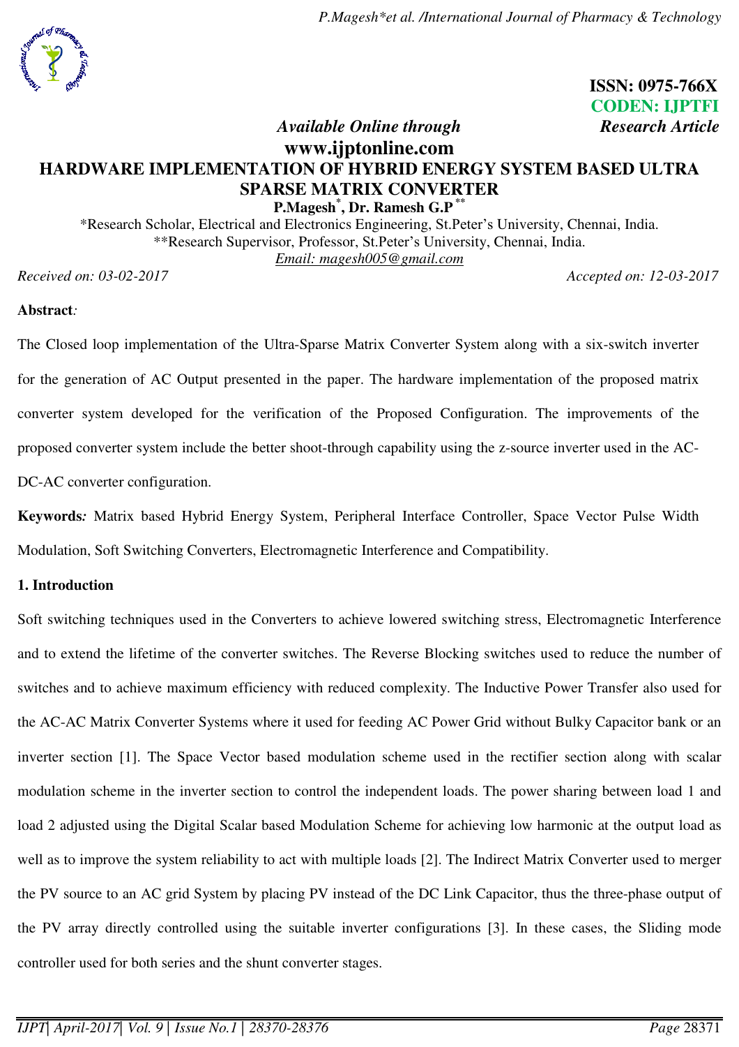ISSN: 0975-766X
CODEN: IJPTFI

*Available Online through* *Research Article*

**www.ijptonline.com**

# HARDWARE IMPLEMENTATION OF HYBRID ENERGY SYSTEM BASED ULTRA SPARSE MATRIX CONVERTER

**P.Magesh[*], Dr. Ramesh G.P[**]**

*Research Scholar, Electrical and Electronics Engineering, St.Peter's University, Chennai, India.
**Research Supervisor, Professor, St.Peter's University, Chennai, India.
Email: magesh005@gmail.com

*Received on: 03-02-2017* *Accepted on: 12-03-2017*

**Abstract***:*

The Closed loop implementation of the Ultra-Sparse Matrix Converter System along with a six-switch inverter for the generation of AC Output presented in the paper. The hardware implementation of the proposed matrix converter system developed for the verification of the Proposed Configuration. The improvements of the proposed converter system include the better shoot-through capability using the z-source inverter used in the AC-DC-AC converter configuration.

**Keywords***:* Matrix based Hybrid Energy System, Peripheral Interface Controller, Space Vector Pulse Width Modulation, Soft Switching Converters, Electromagnetic Interference and Compatibility.

## 1. Introduction

Soft switching techniques used in the Converters to achieve lowered switching stress, Electromagnetic Interference and to extend the lifetime of the converter switches. The Reverse Blocking switches used to reduce the number of switches and to achieve maximum efficiency with reduced complexity. The Inductive Power Transfer also used for the AC-AC Matrix Converter Systems where it used for feeding AC Power Grid without Bulky Capacitor bank or an inverter section [1]. The Space Vector based modulation scheme used in the rectifier section along with scalar modulation scheme in the inverter section to control the independent loads. The power sharing between load 1 and load 2 adjusted using the Digital Scalar based Modulation Scheme for achieving low harmonic at the output load as well as to improve the system reliability to act with multiple loads [2]. The Indirect Matrix Converter used to merger the PV source to an AC grid System by placing PV instead of the DC Link Capacitor, thus the three-phase output of the PV array directly controlled using the suitable inverter configurations [3]. In these cases, the Sliding mode controller used for both series and the shunt converter stages.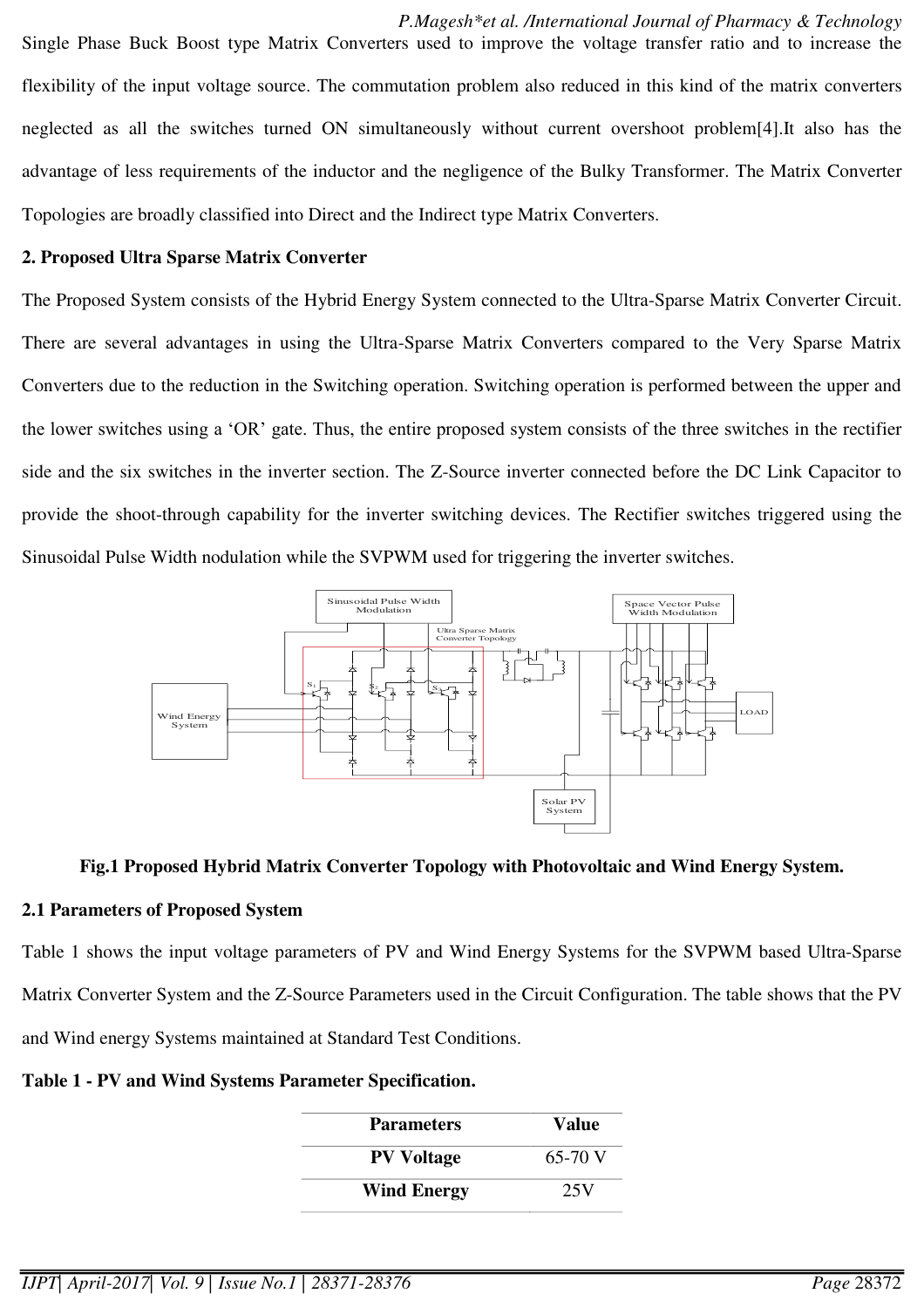Single Phase Buck Boost type Matrix Converters used to improve the voltage transfer ratio and to increase the flexibility of the input voltage source. The commutation problem also reduced in this kind of the matrix converters neglected as all the switches turned ON simultaneously without current overshoot problem[4].It also has the advantage of less requirements of the inductor and the negligence of the Bulky Transformer. The Matrix Converter Topologies are broadly classified into Direct and the Indirect type Matrix Converters.

## 2. Proposed Ultra Sparse Matrix Converter

The Proposed System consists of the Hybrid Energy System connected to the Ultra-Sparse Matrix Converter Circuit. There are several advantages in using the Ultra-Sparse Matrix Converters compared to the Very Sparse Matrix Converters due to the reduction in the Switching operation. Switching operation is performed between the upper and the lower switches using a 'OR' gate. Thus, the entire proposed system consists of the three switches in the rectifier side and the six switches in the inverter section. The Z-Source inverter connected before the DC Link Capacitor to provide the shoot-through capability for the inverter switching devices. The Rectifier switches triggered using the Sinusoidal Pulse Width nodulation while the SVPWM used for triggering the inverter switches.

**Fig.1 Proposed Hybrid Matrix Converter Topology with Photovoltaic and Wind Energy System.**

### 2.1 Parameters of Proposed System

Table 1 shows the input voltage parameters of PV and Wind Energy Systems for the SVPWM based Ultra-Sparse Matrix Converter System and the Z-Source Parameters used in the Circuit Configuration. The table shows that the PV and Wind energy Systems maintained at Standard Test Conditions.

**Table 1 - PV and Wind Systems Parameter Specification.**

| Parameters | Value |
| --- | --- |
| PV Voltage | 65-70 V |
| Wind Energy | 25V |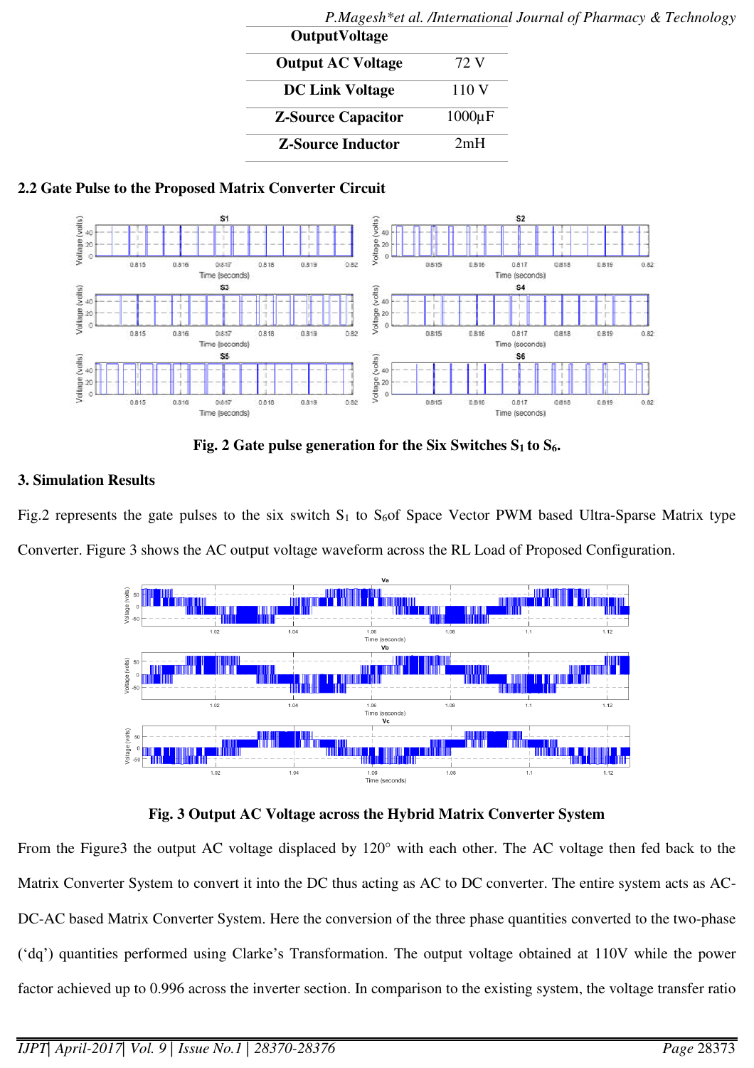| Output Voltage | |
|---|---|
| Output AC Voltage | 72 V |
| DC Link Voltage | 110 V |
| Z-Source Capacitor | 1000µF |
| Z-Source Inductor | 2mH |

### 2.2 Gate Pulse to the Proposed Matrix Converter Circuit

**Fig. 2 Gate pulse generation for the Six Switches $S_1$ to $S_6$.**

## 3. Simulation Results

Fig.2 represents the gate pulses to the six switch $S_1$ to $S_6$ of Space Vector PWM based Ultra-Sparse Matrix type Converter. Figure 3 shows the AC output voltage waveform across the RL Load of Proposed Configuration.

**Fig. 3 Output AC Voltage across the Hybrid Matrix Converter System**

From the Figure3 the output AC voltage displaced by 120° with each other. The AC voltage then fed back to the Matrix Converter System to convert it into the DC thus acting as AC to DC converter. The entire system acts as AC-DC-AC based Matrix Converter System. Here the conversion of the three phase quantities converted to the two-phase ('dq') quantities performed using Clarke's Transformation. The output voltage obtained at 110V while the power factor achieved up to 0.996 across the inverter section. In comparison to the existing system, the voltage transfer ratio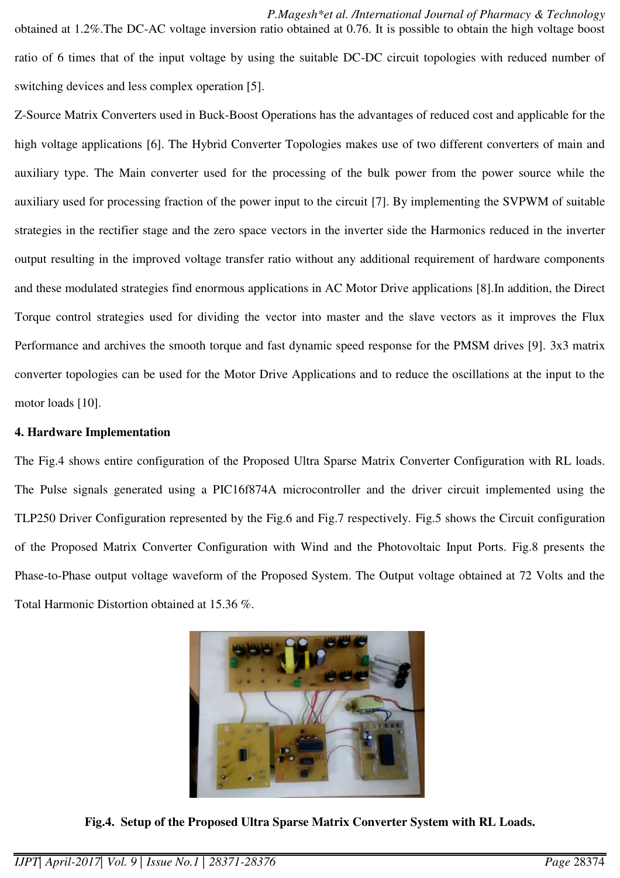obtained at 1.2%.The DC-AC voltage inversion ratio obtained at 0.76. It is possible to obtain the high voltage boost ratio of 6 times that of the input voltage by using the suitable DC-DC circuit topologies with reduced number of switching devices and less complex operation [5].

Z-Source Matrix Converters used in Buck-Boost Operations has the advantages of reduced cost and applicable for the high voltage applications [6]. The Hybrid Converter Topologies makes use of two different converters of main and auxiliary type. The Main converter used for the processing of the bulk power from the power source while the auxiliary used for processing fraction of the power input to the circuit [7]. By implementing the SVPWM of suitable strategies in the rectifier stage and the zero space vectors in the inverter side the Harmonics reduced in the inverter output resulting in the improved voltage transfer ratio without any additional requirement of hardware components and these modulated strategies find enormous applications in AC Motor Drive applications [8].In addition, the Direct Torque control strategies used for dividing the vector into master and the slave vectors as it improves the Flux Performance and archives the smooth torque and fast dynamic speed response for the PMSM drives [9]. 3x3 matrix converter topologies can be used for the Motor Drive Applications and to reduce the oscillations at the input to the motor loads [10].

**4. Hardware Implementation**

The Fig.4 shows entire configuration of the Proposed Ultra Sparse Matrix Converter Configuration with RL loads. The Pulse signals generated using a PIC16f874A microcontroller and the driver circuit implemented using the TLP250 Driver Configuration represented by the Fig.6 and Fig.7 respectively. Fig.5 shows the Circuit configuration of the Proposed Matrix Converter Configuration with Wind and the Photovoltaic Input Ports. Fig.8 presents the Phase-to-Phase output voltage waveform of the Proposed System. The Output voltage obtained at 72 Volts and the Total Harmonic Distortion obtained at 15.36 %.

**Fig.4. Setup of the Proposed Ultra Sparse Matrix Converter System with RL Loads.**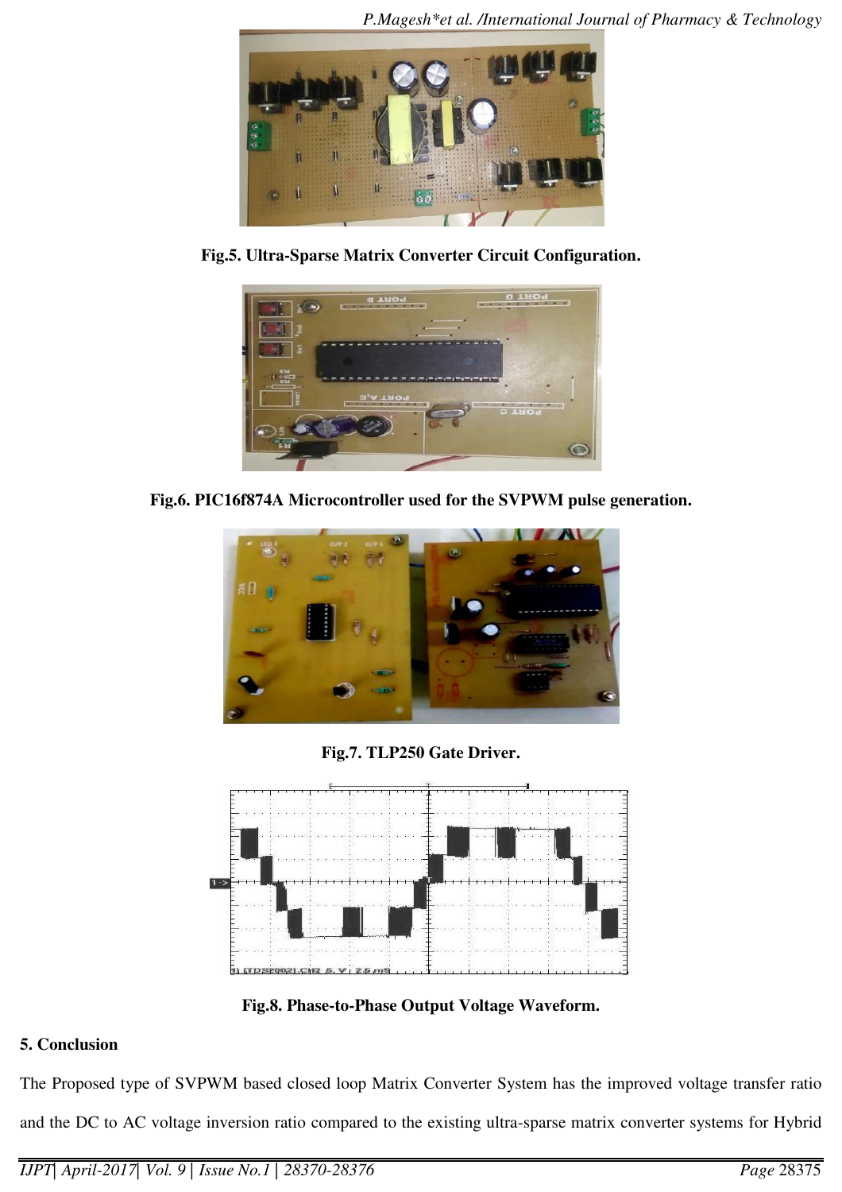Fig.5. Ultra-Sparse Matrix Converter Circuit Configuration.

Fig.6. PIC16f874A Microcontroller used for the SVPWM pulse generation.

Fig.7. TLP250 Gate Driver.

Fig.8. Phase-to-Phase Output Voltage Waveform.

## 5. Conclusion

The Proposed type of SVPWM based closed loop Matrix Converter System has the improved voltage transfer ratio and the DC to AC voltage inversion ratio compared to the existing ultra-sparse matrix converter systems for Hybrid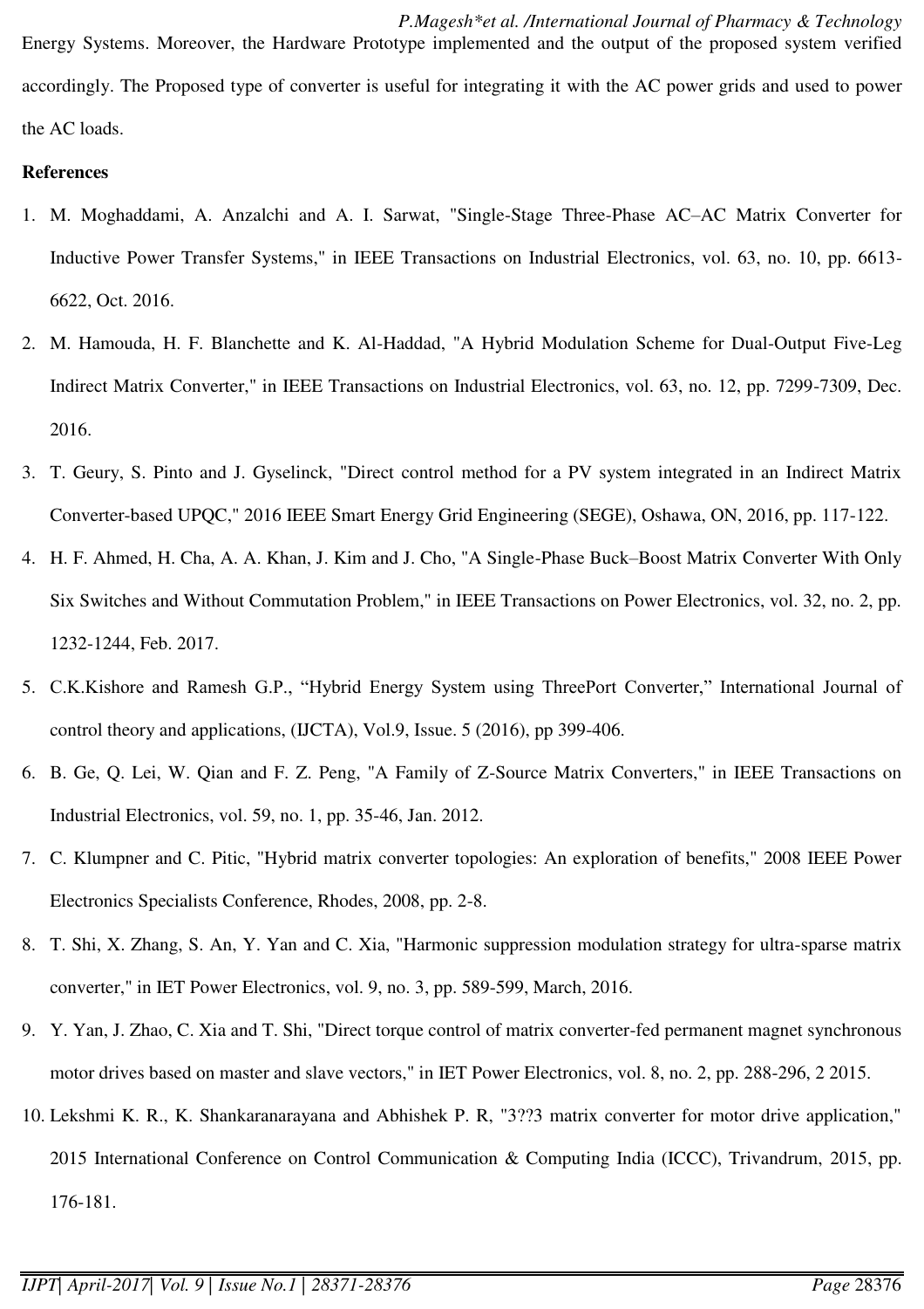Energy Systems. Moreover, the Hardware Prototype implemented and the output of the proposed system verified accordingly. The Proposed type of converter is useful for integrating it with the AC power grids and used to power the AC loads.

**References**

1. M. Moghaddami, A. Anzalchi and A. I. Sarwat, "Single-Stage Three-Phase AC–AC Matrix Converter for Inductive Power Transfer Systems," in IEEE Transactions on Industrial Electronics, vol. 63, no. 10, pp. 6613-6622, Oct. 2016.
2. M. Hamouda, H. F. Blanchette and K. Al-Haddad, "A Hybrid Modulation Scheme for Dual-Output Five-Leg Indirect Matrix Converter," in IEEE Transactions on Industrial Electronics, vol. 63, no. 12, pp. 7299-7309, Dec. 2016.
3. T. Geury, S. Pinto and J. Gyselinck, "Direct control method for a PV system integrated in an Indirect Matrix Converter-based UPQC," 2016 IEEE Smart Energy Grid Engineering (SEGE), Oshawa, ON, 2016, pp. 117-122.
4. H. F. Ahmed, H. Cha, A. A. Khan, J. Kim and J. Cho, "A Single-Phase Buck–Boost Matrix Converter With Only Six Switches and Without Commutation Problem," in IEEE Transactions on Power Electronics, vol. 32, no. 2, pp. 1232-1244, Feb. 2017.
5. C.K.Kishore and Ramesh G.P., "Hybrid Energy System using ThreePort Converter," International Journal of control theory and applications, (IJCTA), Vol.9, Issue. 5 (2016), pp 399-406.
6. B. Ge, Q. Lei, W. Qian and F. Z. Peng, "A Family of Z-Source Matrix Converters," in IEEE Transactions on Industrial Electronics, vol. 59, no. 1, pp. 35-46, Jan. 2012.
7. C. Klumpner and C. Pitic, "Hybrid matrix converter topologies: An exploration of benefits," 2008 IEEE Power Electronics Specialists Conference, Rhodes, 2008, pp. 2-8.
8. T. Shi, X. Zhang, S. An, Y. Yan and C. Xia, "Harmonic suppression modulation strategy for ultra-sparse matrix converter," in IET Power Electronics, vol. 9, no. 3, pp. 589-599, March, 2016.
9. Y. Yan, J. Zhao, C. Xia and T. Shi, "Direct torque control of matrix converter-fed permanent magnet synchronous motor drives based on master and slave vectors," in IET Power Electronics, vol. 8, no. 2, pp. 288-296, 2 2015.
10. Lekshmi K. R., K. Shankaranarayana and Abhishek P. R, "3??3 matrix converter for motor drive application," 2015 International Conference on Control Communication & Computing India (ICCC), Trivandrum, 2015, pp. 176-181.